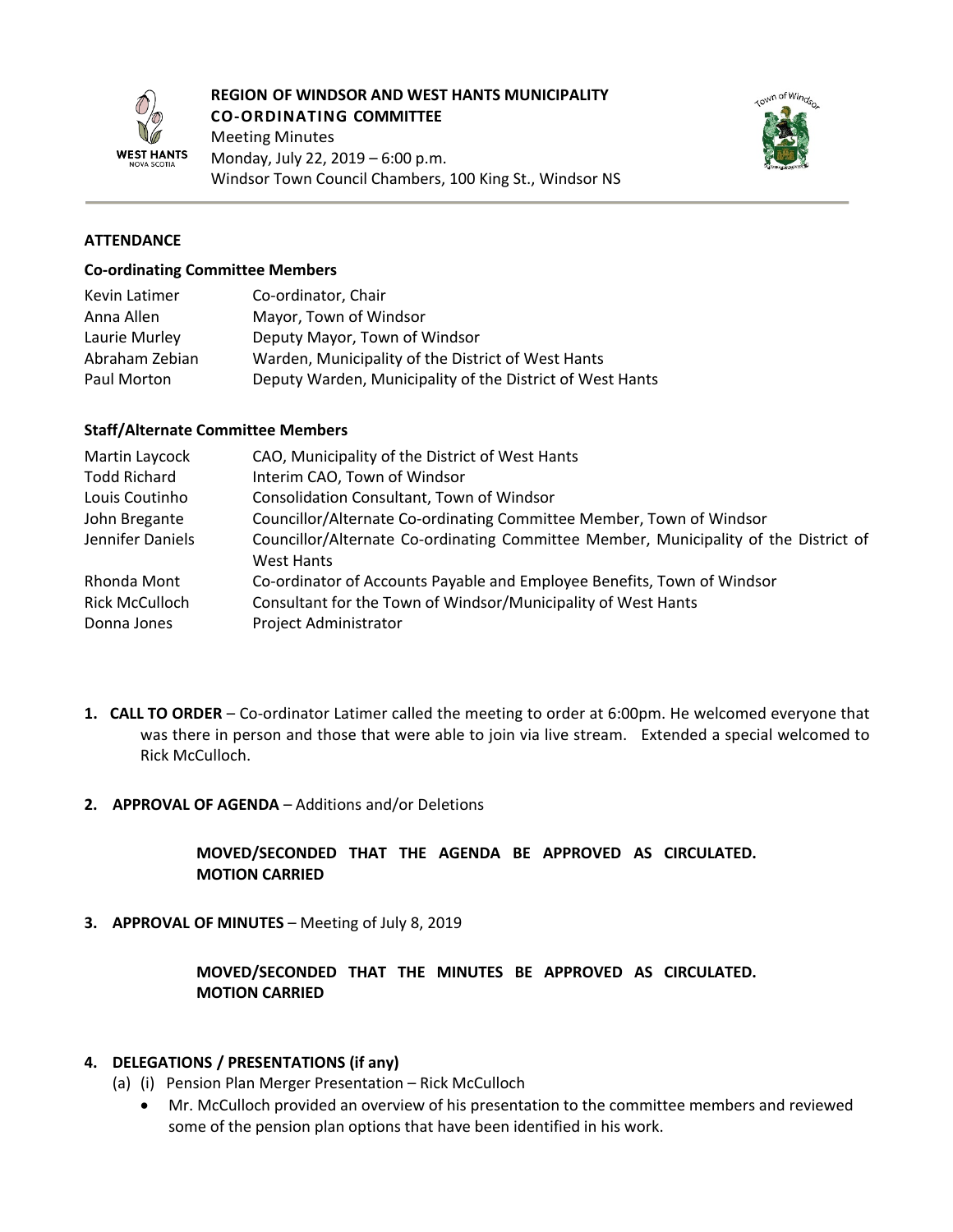**REGION OF WINDSOR AND WEST HANTS MUNICIPALITY**
**CO-ORDINATING COMMITTEE**
Meeting Minutes
Monday, July 22, 2019 – 6:00 p.m.
Windsor Town Council Chambers, 100 King St., Windsor NS

**ATTENDANCE**

**Co-ordinating Committee Members**

| | |
|---|---|
| Kevin Latimer | Co-ordinator, Chair |
| Anna Allen | Mayor, Town of Windsor |
| Laurie Murley | Deputy Mayor, Town of Windsor |
| Abraham Zebian | Warden, Municipality of the District of West Hants |
| Paul Morton | Deputy Warden, Municipality of the District of West Hants |

**Staff/Alternate Committee Members**

| | |
|---|---|
| Martin Laycock | CAO, Municipality of the District of West Hants |
| Todd Richard | Interim CAO, Town of Windsor |
| Louis Coutinho | Consolidation Consultant, Town of Windsor |
| John Bregante | Councillor/Alternate Co-ordinating Committee Member, Town of Windsor |
| Jennifer Daniels | Councillor/Alternate Co-ordinating Committee Member, Municipality of the District of West Hants |
| Rhonda Mont | Co-ordinator of Accounts Payable and Employee Benefits, Town of Windsor |
| Rick McCulloch | Consultant for the Town of Windsor/Municipality of West Hants |
| Donna Jones | Project Administrator |

1. **CALL TO ORDER** – Co-ordinator Latimer called the meeting to order at 6:00pm. He welcomed everyone that was there in person and those that were able to join via live stream. Extended a special welcomed to Rick McCulloch.

2. **APPROVAL OF AGENDA** – Additions and/or Deletions

   **MOVED/SECONDED THAT THE AGENDA BE APPROVED AS CIRCULATED. MOTION CARRIED**

3. **APPROVAL OF MINUTES** – Meeting of July 8, 2019

   **MOVED/SECONDED THAT THE MINUTES BE APPROVED AS CIRCULATED. MOTION CARRIED**

4. **DELEGATIONS / PRESENTATIONS (if any)**
   (a) (i) Pension Plan Merger Presentation – Rick McCulloch
   - Mr. McCulloch provided an overview of his presentation to the committee members and reviewed some of the pension plan options that have been identified in his work.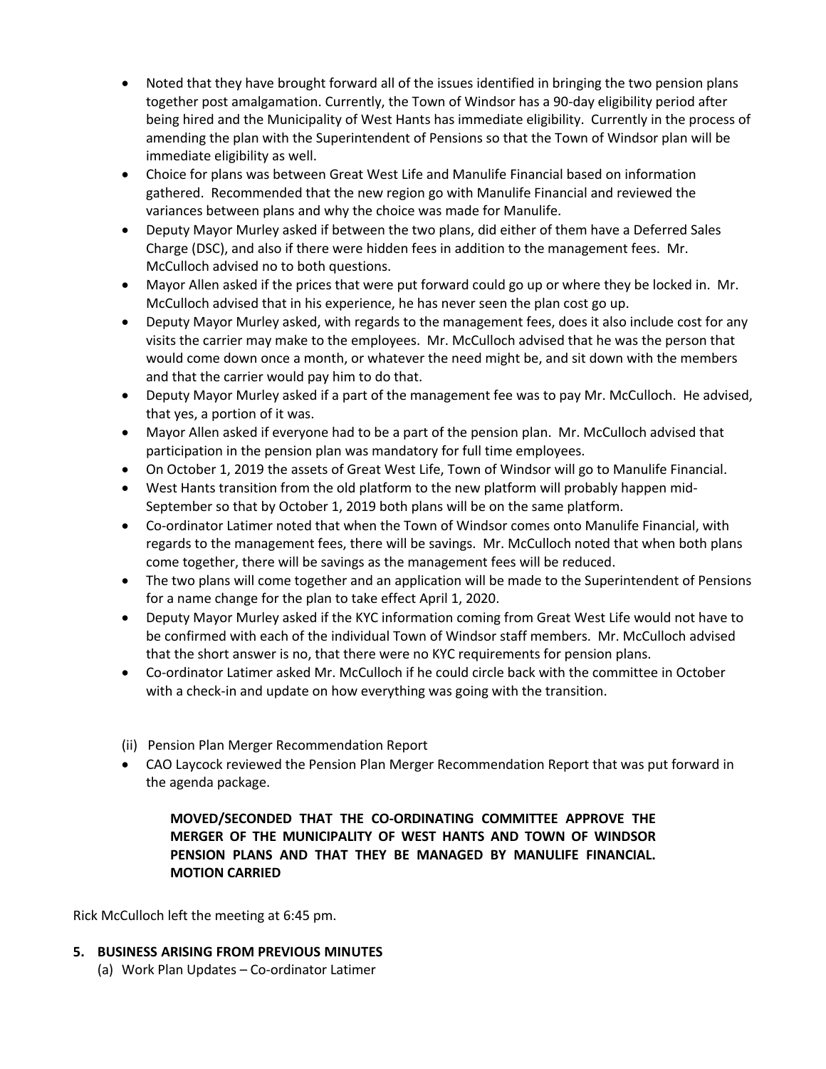- Noted that they have brought forward all of the issues identified in bringing the two pension plans together post amalgamation. Currently, the Town of Windsor has a 90-day eligibility period after being hired and the Municipality of West Hants has immediate eligibility. Currently in the process of amending the plan with the Superintendent of Pensions so that the Town of Windsor plan will be immediate eligibility as well.
- Choice for plans was between Great West Life and Manulife Financial based on information gathered. Recommended that the new region go with Manulife Financial and reviewed the variances between plans and why the choice was made for Manulife.
- Deputy Mayor Murley asked if between the two plans, did either of them have a Deferred Sales Charge (DSC), and also if there were hidden fees in addition to the management fees. Mr. McCulloch advised no to both questions.
- Mayor Allen asked if the prices that were put forward could go up or where they be locked in. Mr. McCulloch advised that in his experience, he has never seen the plan cost go up.
- Deputy Mayor Murley asked, with regards to the management fees, does it also include cost for any visits the carrier may make to the employees. Mr. McCulloch advised that he was the person that would come down once a month, or whatever the need might be, and sit down with the members and that the carrier would pay him to do that.
- Deputy Mayor Murley asked if a part of the management fee was to pay Mr. McCulloch. He advised, that yes, a portion of it was.
- Mayor Allen asked if everyone had to be a part of the pension plan. Mr. McCulloch advised that participation in the pension plan was mandatory for full time employees.
- On October 1, 2019 the assets of Great West Life, Town of Windsor will go to Manulife Financial.
- West Hants transition from the old platform to the new platform will probably happen mid-September so that by October 1, 2019 both plans will be on the same platform.
- Co-ordinator Latimer noted that when the Town of Windsor comes onto Manulife Financial, with regards to the management fees, there will be savings. Mr. McCulloch noted that when both plans come together, there will be savings as the management fees will be reduced.
- The two plans will come together and an application will be made to the Superintendent of Pensions for a name change for the plan to take effect April 1, 2020.
- Deputy Mayor Murley asked if the KYC information coming from Great West Life would not have to be confirmed with each of the individual Town of Windsor staff members. Mr. McCulloch advised that the short answer is no, that there were no KYC requirements for pension plans.
- Co-ordinator Latimer asked Mr. McCulloch if he could circle back with the committee in October with a check-in and update on how everything was going with the transition.

(ii) Pension Plan Merger Recommendation Report

- CAO Laycock reviewed the Pension Plan Merger Recommendation Report that was put forward in the agenda package.

**MOVED/SECONDED THAT THE CO-ORDINATING COMMITTEE APPROVE THE MERGER OF THE MUNICIPALITY OF WEST HANTS AND TOWN OF WINDSOR PENSION PLANS AND THAT THEY BE MANAGED BY MANULIFE FINANCIAL. MOTION CARRIED**

Rick McCulloch left the meeting at 6:45 pm.

## 5. BUSINESS ARISING FROM PREVIOUS MINUTES

(a) Work Plan Updates – Co-ordinator Latimer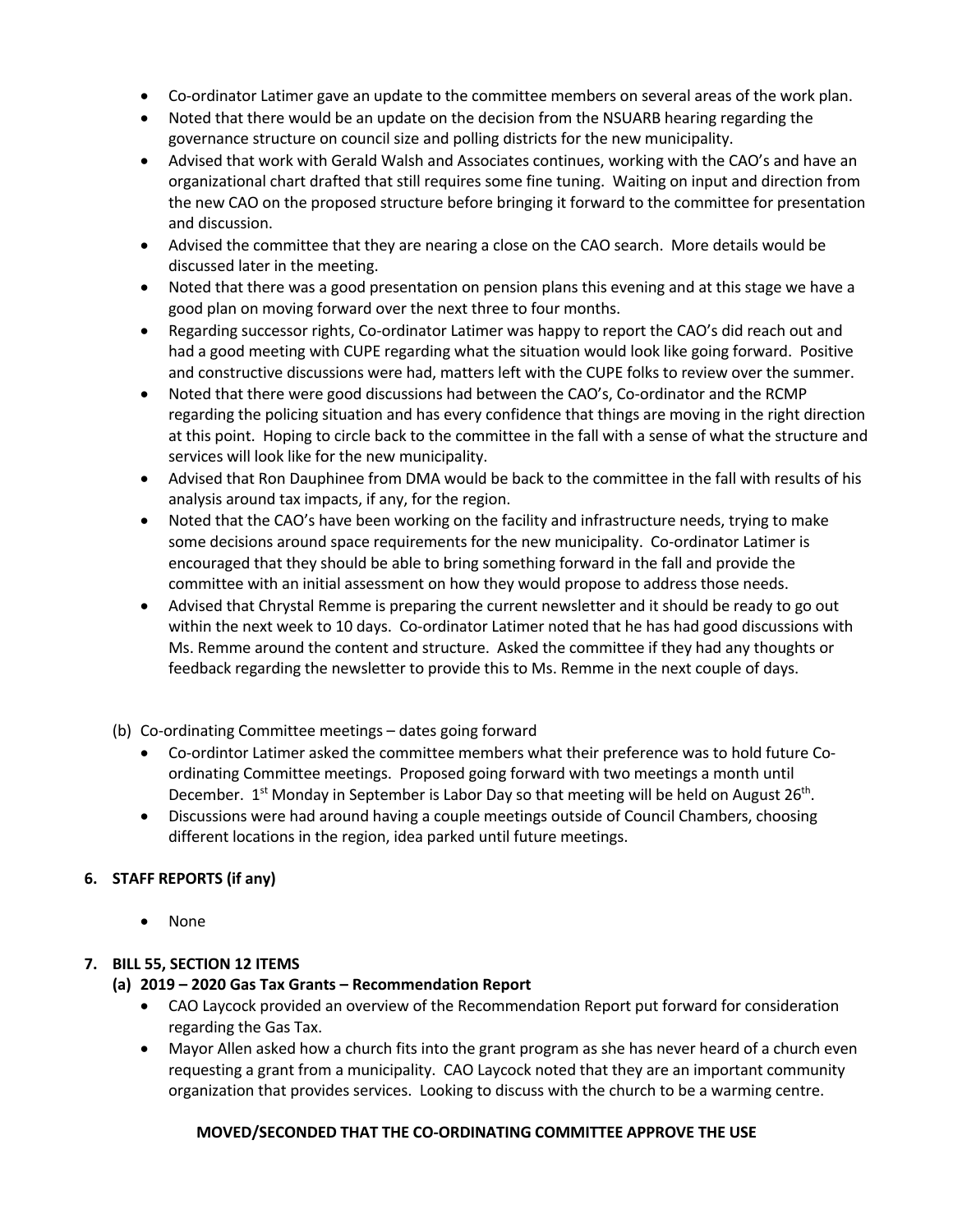- Co-ordinator Latimer gave an update to the committee members on several areas of the work plan.
- Noted that there would be an update on the decision from the NSUARB hearing regarding the governance structure on council size and polling districts for the new municipality.
- Advised that work with Gerald Walsh and Associates continues, working with the CAO's and have an organizational chart drafted that still requires some fine tuning. Waiting on input and direction from the new CAO on the proposed structure before bringing it forward to the committee for presentation and discussion.
- Advised the committee that they are nearing a close on the CAO search. More details would be discussed later in the meeting.
- Noted that there was a good presentation on pension plans this evening and at this stage we have a good plan on moving forward over the next three to four months.
- Regarding successor rights, Co-ordinator Latimer was happy to report the CAO's did reach out and had a good meeting with CUPE regarding what the situation would look like going forward. Positive and constructive discussions were had, matters left with the CUPE folks to review over the summer.
- Noted that there were good discussions had between the CAO's, Co-ordinator and the RCMP regarding the policing situation and has every confidence that things are moving in the right direction at this point. Hoping to circle back to the committee in the fall with a sense of what the structure and services will look like for the new municipality.
- Advised that Ron Dauphinee from DMA would be back to the committee in the fall with results of his analysis around tax impacts, if any, for the region.
- Noted that the CAO's have been working on the facility and infrastructure needs, trying to make some decisions around space requirements for the new municipality. Co-ordinator Latimer is encouraged that they should be able to bring something forward in the fall and provide the committee with an initial assessment on how they would propose to address those needs.
- Advised that Chrystal Remme is preparing the current newsletter and it should be ready to go out within the next week to 10 days. Co-ordinator Latimer noted that he has had good discussions with Ms. Remme around the content and structure. Asked the committee if they had any thoughts or feedback regarding the newsletter to provide this to Ms. Remme in the next couple of days.

(b) Co-ordinating Committee meetings – dates going forward

- Co-ordintor Latimer asked the committee members what their preference was to hold future Co-ordinating Committee meetings. Proposed going forward with two meetings a month until December. 1st Monday in September is Labor Day so that meeting will be held on August 26th.
- Discussions were had around having a couple meetings outside of Council Chambers, choosing different locations in the region, idea parked until future meetings.

**6. STAFF REPORTS (if any)**

- None

**7. BILL 55, SECTION 12 ITEMS**

**(a) 2019 – 2020 Gas Tax Grants – Recommendation Report**

- CAO Laycock provided an overview of the Recommendation Report put forward for consideration regarding the Gas Tax.
- Mayor Allen asked how a church fits into the grant program as she has never heard of a church even requesting a grant from a municipality. CAO Laycock noted that they are an important community organization that provides services. Looking to discuss with the church to be a warming centre.

**MOVED/SECONDED THAT THE CO-ORDINATING COMMITTEE APPROVE THE USE**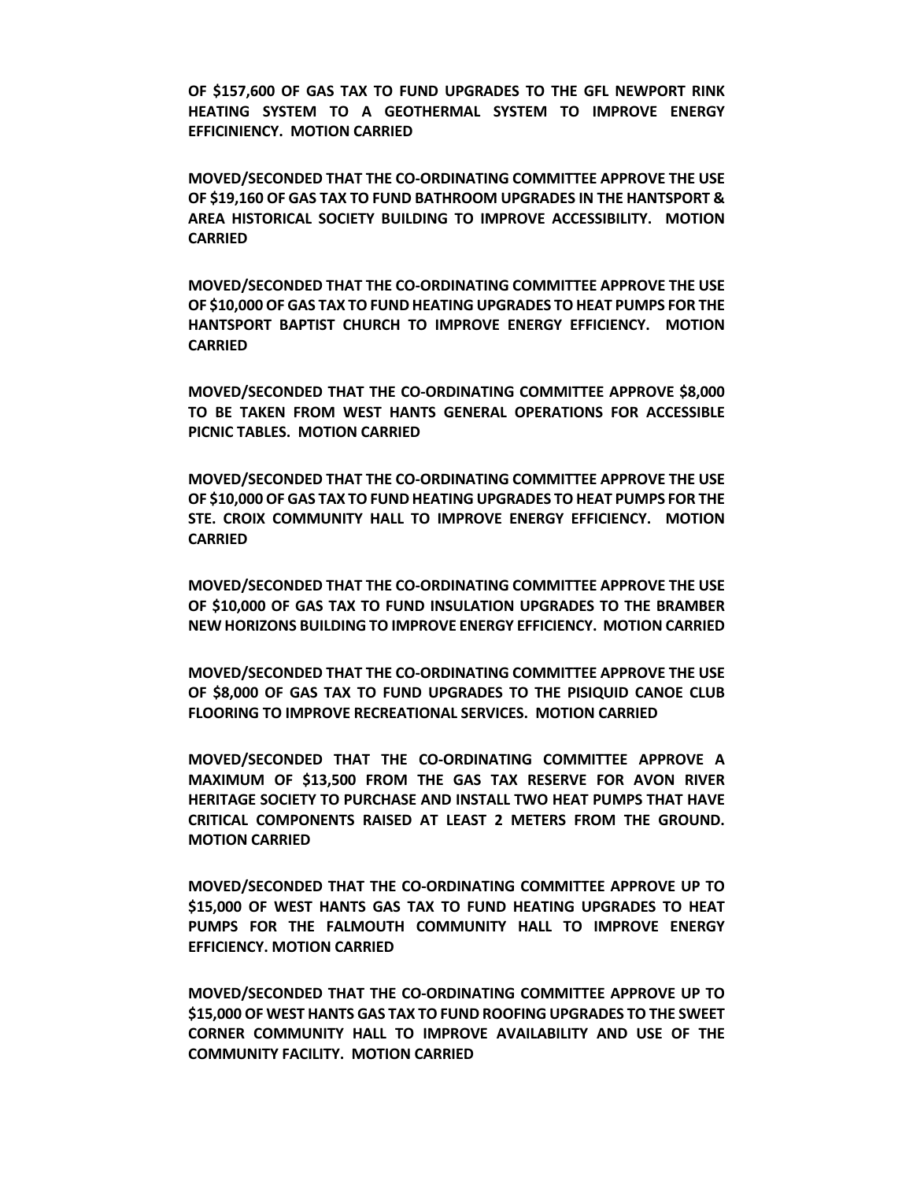**OF $157,600 OF GAS TAX TO FUND UPGRADES TO THE GFL NEWPORT RINK HEATING SYSTEM TO A GEOTHERMAL SYSTEM TO IMPROVE ENERGY EFFICINIENCY. MOTION CARRIED**

**MOVED/SECONDED THAT THE CO-ORDINATING COMMITTEE APPROVE THE USE OF $19,160 OF GAS TAX TO FUND BATHROOM UPGRADES IN THE HANTSPORT & AREA HISTORICAL SOCIETY BUILDING TO IMPROVE ACCESSIBILITY. MOTION CARRIED**

**MOVED/SECONDED THAT THE CO-ORDINATING COMMITTEE APPROVE THE USE OF $10,000 OF GAS TAX TO FUND HEATING UPGRADES TO HEAT PUMPS FOR THE HANTSPORT BAPTIST CHURCH TO IMPROVE ENERGY EFFICIENCY. MOTION CARRIED**

**MOVED/SECONDED THAT THE CO-ORDINATING COMMITTEE APPROVE $8,000 TO BE TAKEN FROM WEST HANTS GENERAL OPERATIONS FOR ACCESSIBLE PICNIC TABLES. MOTION CARRIED**

**MOVED/SECONDED THAT THE CO-ORDINATING COMMITTEE APPROVE THE USE OF $10,000 OF GAS TAX TO FUND HEATING UPGRADES TO HEAT PUMPS FOR THE STE. CROIX COMMUNITY HALL TO IMPROVE ENERGY EFFICIENCY. MOTION CARRIED**

**MOVED/SECONDED THAT THE CO-ORDINATING COMMITTEE APPROVE THE USE OF $10,000 OF GAS TAX TO FUND INSULATION UPGRADES TO THE BRAMBER NEW HORIZONS BUILDING TO IMPROVE ENERGY EFFICIENCY. MOTION CARRIED**

**MOVED/SECONDED THAT THE CO-ORDINATING COMMITTEE APPROVE THE USE OF $8,000 OF GAS TAX TO FUND UPGRADES TO THE PISIQUID CANOE CLUB FLOORING TO IMPROVE RECREATIONAL SERVICES. MOTION CARRIED**

**MOVED/SECONDED THAT THE CO-ORDINATING COMMITTEE APPROVE A MAXIMUM OF $13,500 FROM THE GAS TAX RESERVE FOR AVON RIVER HERITAGE SOCIETY TO PURCHASE AND INSTALL TWO HEAT PUMPS THAT HAVE CRITICAL COMPONENTS RAISED AT LEAST 2 METERS FROM THE GROUND. MOTION CARRIED**

**MOVED/SECONDED THAT THE CO-ORDINATING COMMITTEE APPROVE UP TO $15,000 OF WEST HANTS GAS TAX TO FUND HEATING UPGRADES TO HEAT PUMPS FOR THE FALMOUTH COMMUNITY HALL TO IMPROVE ENERGY EFFICIENCY. MOTION CARRIED**

**MOVED/SECONDED THAT THE CO-ORDINATING COMMITTEE APPROVE UP TO $15,000 OF WEST HANTS GAS TAX TO FUND ROOFING UPGRADES TO THE SWEET CORNER COMMUNITY HALL TO IMPROVE AVAILABILITY AND USE OF THE COMMUNITY FACILITY. MOTION CARRIED**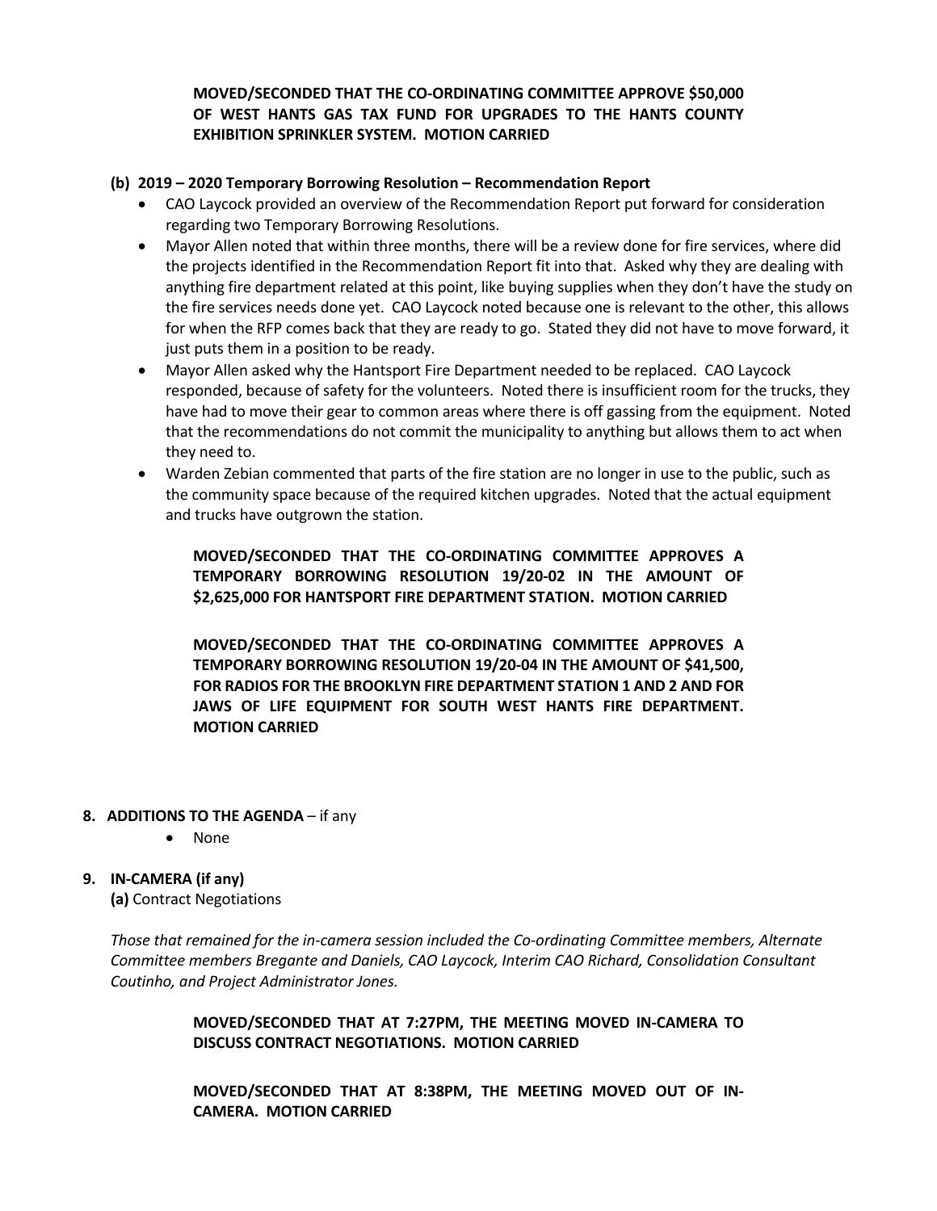**MOVED/SECONDED THAT THE CO-ORDINATING COMMITTEE APPROVE $50,000 OF WEST HANTS GAS TAX FUND FOR UPGRADES TO THE HANTS COUNTY EXHIBITION SPRINKLER SYSTEM. MOTION CARRIED**

**(b) 2019 – 2020 Temporary Borrowing Resolution – Recommendation Report**

- CAO Laycock provided an overview of the Recommendation Report put forward for consideration regarding two Temporary Borrowing Resolutions.
- Mayor Allen noted that within three months, there will be a review done for fire services, where did the projects identified in the Recommendation Report fit into that. Asked why they are dealing with anything fire department related at this point, like buying supplies when they don't have the study on the fire services needs done yet. CAO Laycock noted because one is relevant to the other, this allows for when the RFP comes back that they are ready to go. Stated they did not have to move forward, it just puts them in a position to be ready.
- Mayor Allen asked why the Hantsport Fire Department needed to be replaced. CAO Laycock responded, because of safety for the volunteers. Noted there is insufficient room for the trucks, they have had to move their gear to common areas where there is off gassing from the equipment. Noted that the recommendations do not commit the municipality to anything but allows them to act when they need to.
- Warden Zebian commented that parts of the fire station are no longer in use to the public, such as the community space because of the required kitchen upgrades. Noted that the actual equipment and trucks have outgrown the station.

**MOVED/SECONDED THAT THE CO-ORDINATING COMMITTEE APPROVES A TEMPORARY BORROWING RESOLUTION 19/20-02 IN THE AMOUNT OF $2,625,000 FOR HANTSPORT FIRE DEPARTMENT STATION. MOTION CARRIED**

**MOVED/SECONDED THAT THE CO-ORDINATING COMMITTEE APPROVES A TEMPORARY BORROWING RESOLUTION 19/20-04 IN THE AMOUNT OF $41,500, FOR RADIOS FOR THE BROOKLYN FIRE DEPARTMENT STATION 1 AND 2 AND FOR JAWS OF LIFE EQUIPMENT FOR SOUTH WEST HANTS FIRE DEPARTMENT. MOTION CARRIED**

**8. ADDITIONS TO THE AGENDA** – if any

- None

**9. IN-CAMERA (if any)**

**(a)** Contract Negotiations

*Those that remained for the in-camera session included the Co-ordinating Committee members, Alternate Committee members Bregante and Daniels, CAO Laycock, Interim CAO Richard, Consolidation Consultant Coutinho, and Project Administrator Jones.*

**MOVED/SECONDED THAT AT 7:27PM, THE MEETING MOVED IN-CAMERA TO DISCUSS CONTRACT NEGOTIATIONS. MOTION CARRIED**

**MOVED/SECONDED THAT AT 8:38PM, THE MEETING MOVED OUT OF IN-CAMERA. MOTION CARRIED**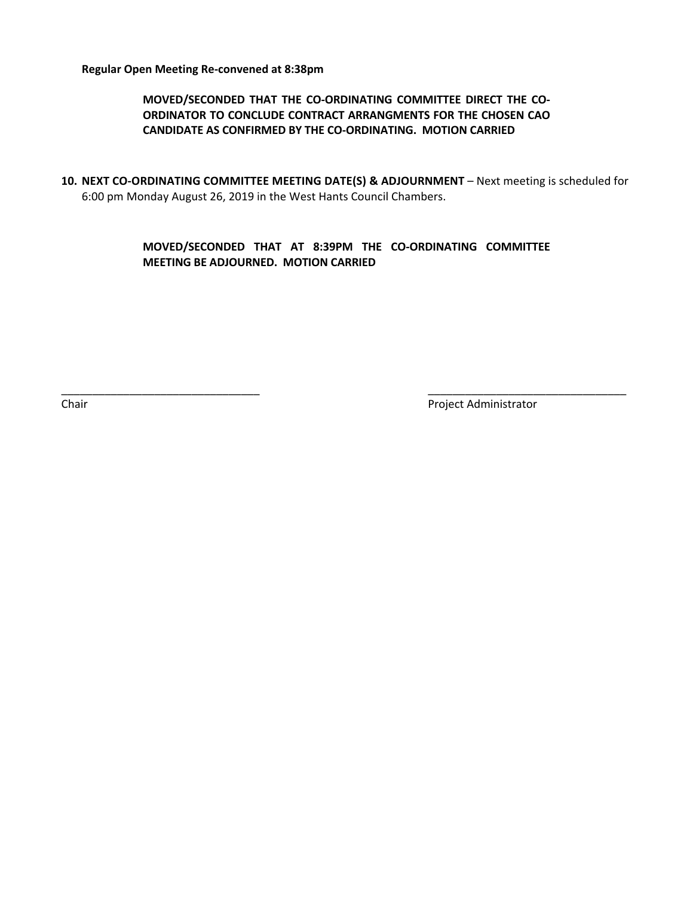**Regular Open Meeting Re-convened at 8:38pm**

> **MOVED/SECONDED THAT THE CO-ORDINATING COMMITTEE DIRECT THE CO-ORDINATOR TO CONCLUDE CONTRACT ARRANGMENTS FOR THE CHOSEN CAO CANDIDATE AS CONFIRMED BY THE CO-ORDINATING. MOTION CARRIED**

**10. NEXT CO-ORDINATING COMMITTEE MEETING DATE(S) & ADJOURNMENT** – Next meeting is scheduled for 6:00 pm Monday August 26, 2019 in the West Hants Council Chambers.

> **MOVED/SECONDED THAT AT 8:39PM THE CO-ORDINATING COMMITTEE MEETING BE ADJOURNED. MOTION CARRIED**

________________________________ ________________________________

Chair Project Administrator